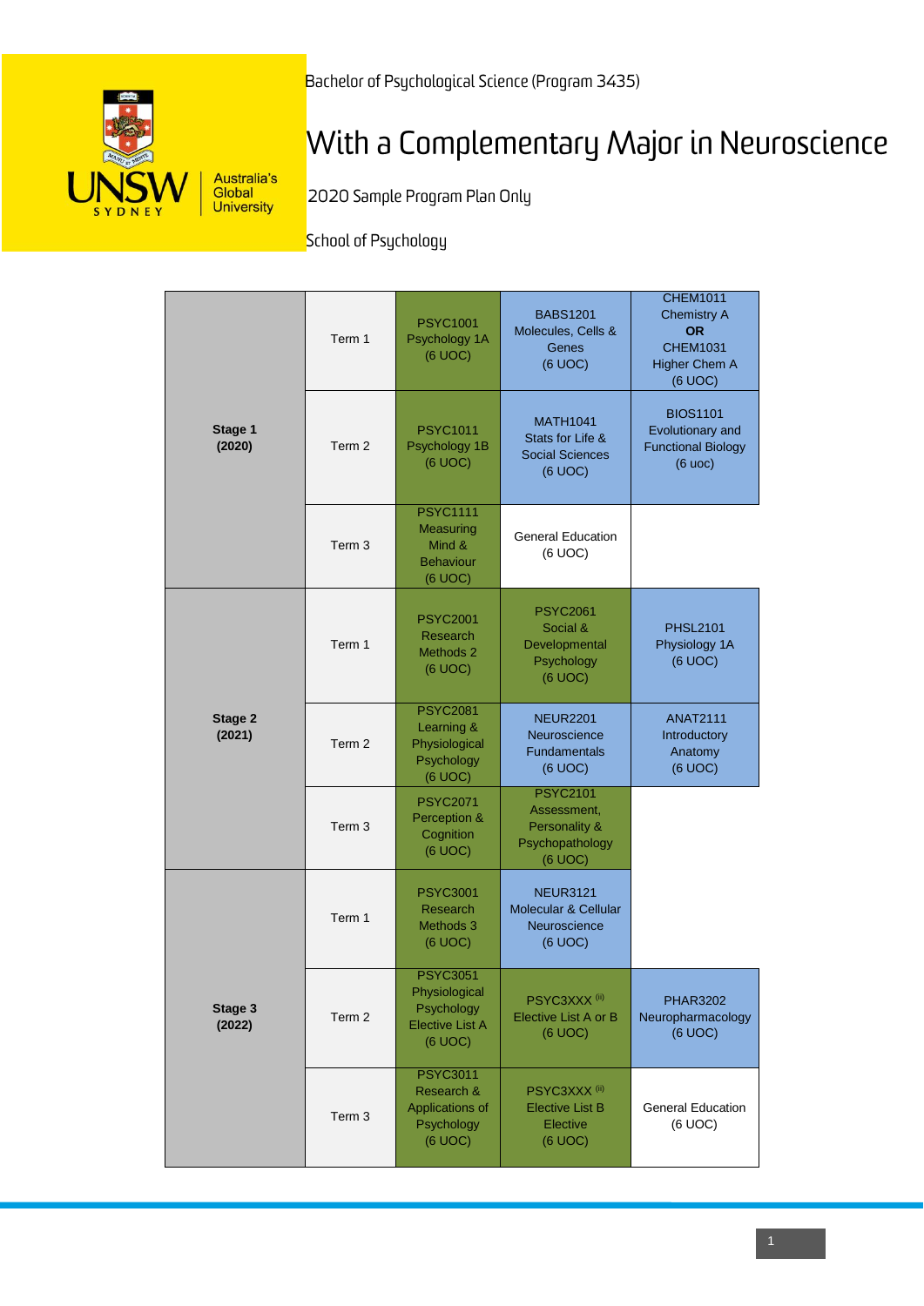Bachelor of Psychological Science (Program 3435)

# With a Complementary Major in Neuroscience

2020 Sample Program Plan Only

School of Psychology

| | | | | |
|---|---|---|---|---|
| **Stage 1 (2020)** | Term 1 | PSYC1001 Psychology 1A (6 UOC) | BABS1201 Molecules, Cells & Genes (6 UOC) | CHEM1011 Chemistry A **OR** CHEM1031 Higher Chem A (6 UOC) |
| | Term 2 | PSYC1011 Psychology 1B (6 UOC) | MATH1041 Stats for Life & Social Sciences (6 UOC) | BIOS1101 Evolutionary and Functional Biology (6 uoc) |
| | Term 3 | PSYC1111 Measuring Mind & Behaviour (6 UOC) | General Education (6 UOC) | |
| **Stage 2 (2021)** | Term 1 | PSYC2001 Research Methods 2 (6 UOC) | PSYC2061 Social & Developmental Psychology (6 UOC) | PHSL2101 Physiology 1A (6 UOC) |
| | Term 2 | PSYC2081 Learning & Physiological Psychology (6 UOC) | NEUR2201 Neuroscience Fundamentals (6 UOC) | ANAT2111 Introductory Anatomy (6 UOC) |
| | Term 3 | PSYC2071 Perception & Cognition (6 UOC) | PSYC2101 Assessment, Personality & Psychopathology (6 UOC) | |
| **Stage 3 (2022)** | Term 1 | PSYC3001 Research Methods 3 (6 UOC) | NEUR3121 Molecular & Cellular Neuroscience (6 UOC) | |
| | Term 2 | PSYC3051 Physiological Psychology Elective List A (6 UOC) | PSYC3XXX [ii] Elective List A or B (6 UOC) | PHAR3202 Neuropharmacology (6 UOC) |
| | Term 3 | PSYC3011 Research & Applications of Psychology (6 UOC) | PSYC3XXX [ii] Elective List B Elective (6 UOC) | General Education (6 UOC) |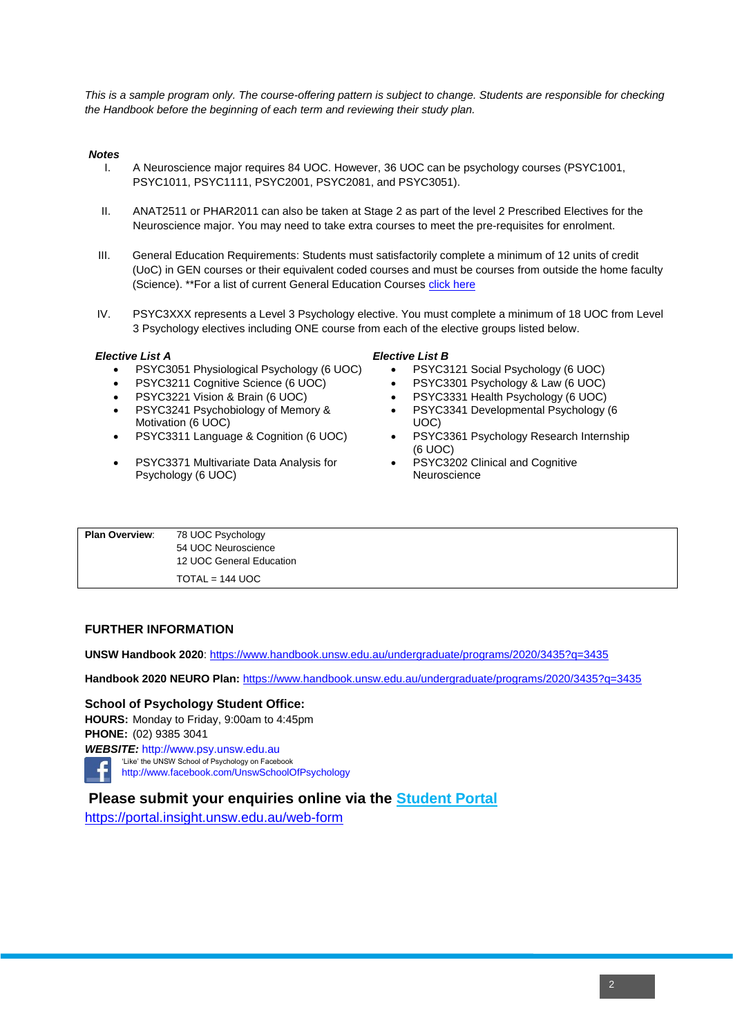*This is a sample program only. The course-offering pattern is subject to change. Students are responsible for checking the Handbook before the beginning of each term and reviewing their study plan.*

***Notes***

I. A Neuroscience major requires 84 UOC. However, 36 UOC can be psychology courses (PSYC1001, PSYC1011, PSYC1111, PSYC2001, PSYC2081, and PSYC3051).

II. ANAT2511 or PHAR2011 can also be taken at Stage 2 as part of the level 2 Prescribed Electives for the Neuroscience major. You may need to take extra courses to meet the pre-requisites for enrolment.

III. General Education Requirements: Students must satisfactorily complete a minimum of 12 units of credit (UoC) in GEN courses or their equivalent coded courses and must be courses from outside the home faculty (Science). **For a list of current General Education Courses click here

IV. PSYC3XXX represents a Level 3 Psychology elective. You must complete a minimum of 18 UOC from Level 3 Psychology electives including ONE course from each of the elective groups listed below.

***Elective List A***

- PSYC3051 Physiological Psychology (6 UOC)
- PSYC3211 Cognitive Science (6 UOC)
- PSYC3221 Vision & Brain (6 UOC)
- PSYC3241 Psychobiology of Memory & Motivation (6 UOC)
- PSYC3311 Language & Cognition (6 UOC)
- PSYC3371 Multivariate Data Analysis for Psychology (6 UOC)

***Elective List B***

- PSYC3121 Social Psychology (6 UOC)
- PSYC3301 Psychology & Law (6 UOC)
- PSYC3331 Health Psychology (6 UOC)
- PSYC3341 Developmental Psychology (6 UOC)
- PSYC3361 Psychology Research Internship (6 UOC)
- PSYC3202 Clinical and Cognitive Neuroscience

| | |
|---|---|
| **Plan Overview**: | 78 UOC Psychology<br>54 UOC Neuroscience<br>12 UOC General Education<br>TOTAL = 144 UOC |

## FURTHER INFORMATION

**UNSW Handbook 2020**: https://www.handbook.unsw.edu.au/undergraduate/programs/2020/3435?q=3435

**Handbook 2020 NEURO Plan:** https://www.handbook.unsw.edu.au/undergraduate/programs/2020/3435?q=3435

### School of Psychology Student Office:

**HOURS:** Monday to Friday, 9:00am to 4:45pm
**PHONE:** (02) 9385 3041
***WEBSITE:*** http://www.psy.unsw.edu.au

'Like' the UNSW School of Psychology on Facebook
http://www.facebook.com/UnswSchoolOfPsychology

**Please submit your enquiries online via the Student Portal**
https://portal.insight.unsw.edu.au/web-form